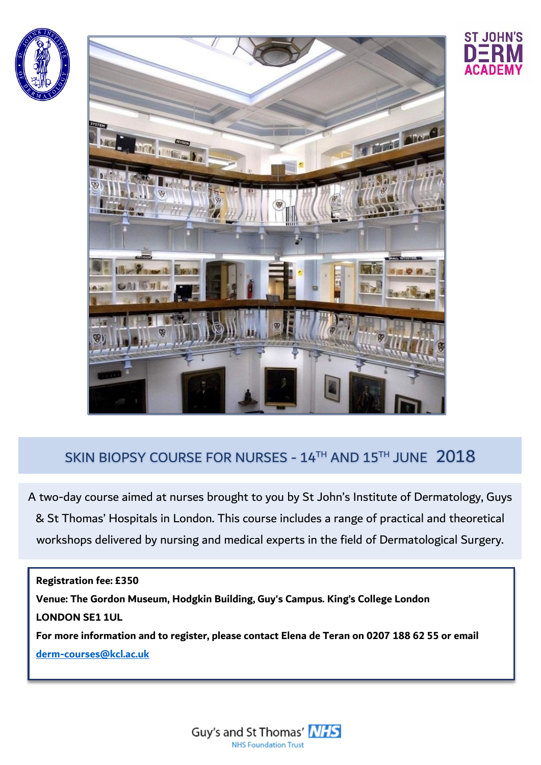ST JOHN'S DERM ACADEMY

# SKIN BIOPSY COURSE FOR NURSES - 14TH AND 15TH JUNE 2018

A two-day course aimed at nurses brought to you by St John's Institute of Dermatology, Guys & St Thomas' Hospitals in London. This course includes a range of practical and theoretical workshops delivered by nursing and medical experts in the field of Dermatological Surgery.

**Registration fee: £350**

**Venue: The Gordon Museum, Hodgkin Building, Guy's Campus. King's College London**

**LONDON SE1 1UL**

**For more information and to register, please contact Elena de Teran on 0207 188 62 55 or email** **derm-courses@kcl.ac.uk**

Guy's and St Thomas' NHS Foundation Trust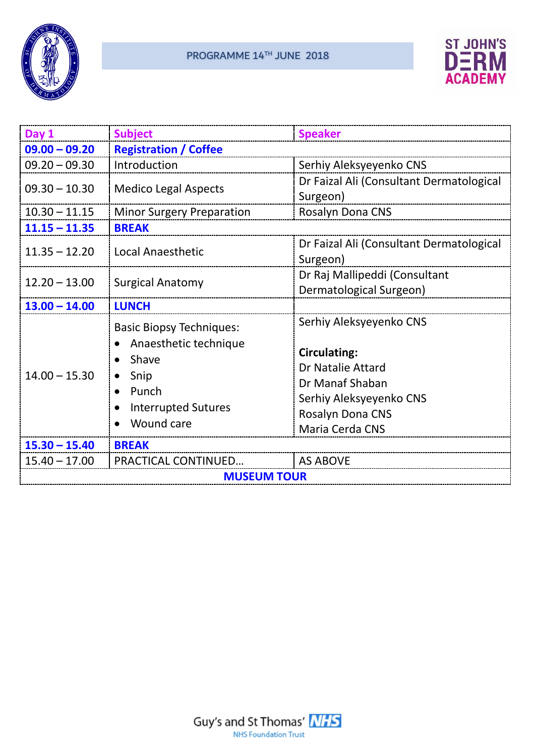# PROGRAMME 14TH JUNE 2018

ST JOHN'S DERM ACADEMY

| Day 1 | Subject | Speaker |
|---|---|---|
| **09.00 – 09.20** | **Registration / Coffee** | |
| 09.20 – 09.30 | Introduction | Serhiy Aleksyeyenko CNS |
| 09.30 – 10.30 | Medico Legal Aspects | Dr Faizal Ali (Consultant Dermatological Surgeon) |
| 10.30 – 11.15 | Minor Surgery Preparation | Rosalyn Dona CNS |
| **11.15 – 11.35** | **BREAK** | |
| 11.35 – 12.20 | Local Anaesthetic | Dr Faizal Ali (Consultant Dermatological Surgeon) |
| 12.20 – 13.00 | Surgical Anatomy | Dr Raj Mallipeddi (Consultant Dermatological Surgeon) |
| **13.00 – 14.00** | **LUNCH** | |
| 14.00 – 15.30 | Basic Biopsy Techniques: <br>• Anaesthetic technique <br>• Shave <br>• Snip <br>• Punch <br>• Interrupted Sutures <br>• Wound care | Serhiy Aleksyeyenko CNS <br><br>**Circulating:** <br>Dr Natalie Attard <br>Dr Manaf Shaban <br>Serhiy Aleksyeyenko CNS <br>Rosalyn Dona CNS <br>Maria Cerda CNS |
| **15.30 – 15.40** | **BREAK** | |
| 15.40 – 17.00 | PRACTICAL CONTINUED… | AS ABOVE |
| | **MUSEUM TOUR** | |

Guy's and St Thomas' NHS Foundation Trust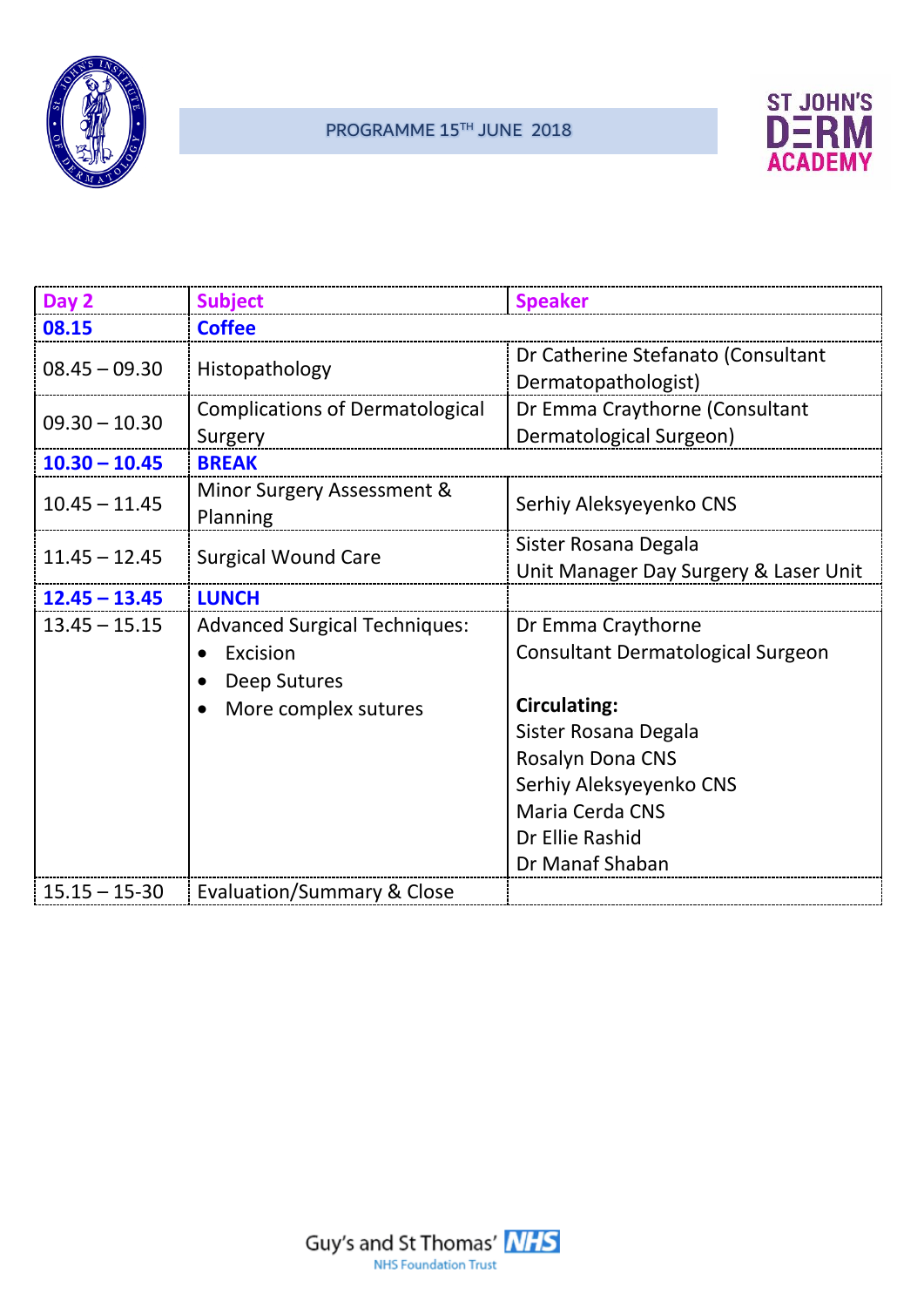PROGRAMME 15TH JUNE 2018

ST JOHN'S DERM ACADEMY

| Day 2 | Subject | Speaker |
|---|---|---|
| **08.15** | **Coffee** | |
| 08.45 – 09.30 | Histopathology | Dr Catherine Stefanato (Consultant Dermatopathologist) |
| 09.30 – 10.30 | Complications of Dermatological Surgery | Dr Emma Craythorne (Consultant Dermatological Surgeon) |
| **10.30 – 10.45** | **BREAK** | |
| 10.45 – 11.45 | Minor Surgery Assessment & Planning | Serhiy Aleksyeyenko CNS |
| 11.45 – 12.45 | Surgical Wound Care | Sister Rosana Degala<br>Unit Manager Day Surgery & Laser Unit |
| **12.45 – 13.45** | **LUNCH** | |
| 13.45 – 15.15 | Advanced Surgical Techniques:<br>• Excision<br>• Deep Sutures<br>• More complex sutures | Dr Emma Craythorne<br>Consultant Dermatological Surgeon<br><br>**Circulating:**<br>Sister Rosana Degala<br>Rosalyn Dona CNS<br>Serhiy Aleksyeyenko CNS<br>Maria Cerda CNS<br>Dr Ellie Rashid<br>Dr Manaf Shaban |
| 15.15 – 15-30 | Evaluation/Summary & Close | |

Guy's and St Thomas' NHS
NHS Foundation Trust